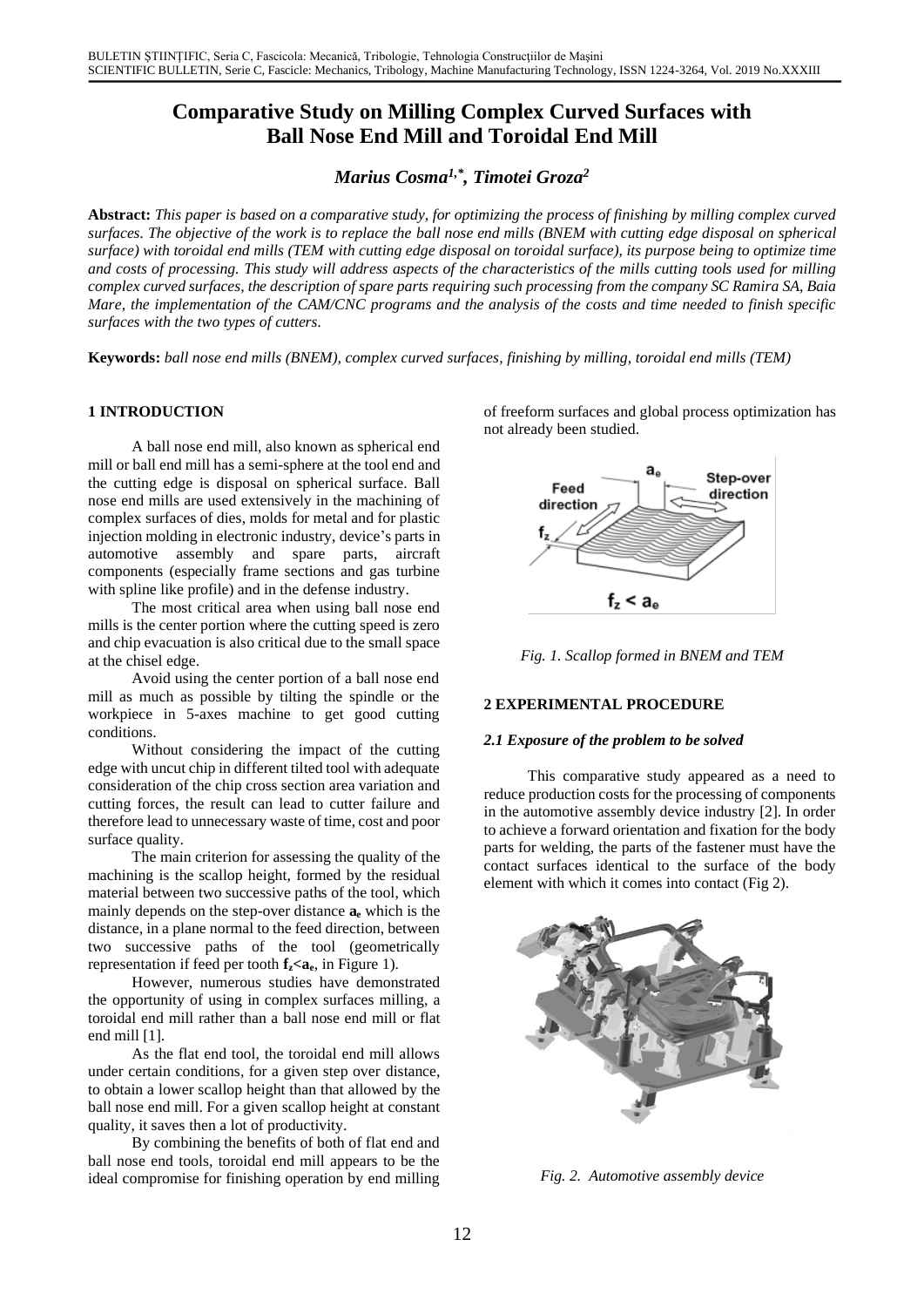# Comparative Study on Milling Complex Curved Surfaces with Ball Nose End Mill and Toroidal End Mill

***Marius Cosma[1,*], Timotei Groza[2]***

**Abstract:** *This paper is based on a comparative study, for optimizing the process of finishing by milling complex curved surfaces. The objective of the work is to replace the ball nose end mills (BNEM with cutting edge disposal on spherical surface) with toroidal end mills (TEM with cutting edge disposal on toroidal surface), its purpose being to optimize time and costs of processing. This study will address aspects of the characteristics of the mills cutting tools used for milling complex curved surfaces, the description of spare parts requiring such processing from the company SC Ramira SA, Baia Mare, the implementation of the CAM/CNC programs and the analysis of the costs and time needed to finish specific surfaces with the two types of cutters.*

**Keywords:** *ball nose end mills (BNEM), complex curved surfaces, finishing by milling, toroidal end mills (TEM)*

## 1 INTRODUCTION

A ball nose end mill, also known as spherical end mill or ball end mill has a semi-sphere at the tool end and the cutting edge is disposal on spherical surface. Ball nose end mills are used extensively in the machining of complex surfaces of dies, molds for metal and for plastic injection molding in electronic industry, device's parts in automotive assembly and spare parts, aircraft components (especially frame sections and gas turbine with spline like profile) and in the defense industry.

The most critical area when using ball nose end mills is the center portion where the cutting speed is zero and chip evacuation is also critical due to the small space at the chisel edge.

Avoid using the center portion of a ball nose end mill as much as possible by tilting the spindle or the workpiece in 5-axes machine to get good cutting conditions.

Without considering the impact of the cutting edge with uncut chip in different tilted tool with adequate consideration of the chip cross section area variation and cutting forces, the result can lead to cutter failure and therefore lead to unnecessary waste of time, cost and poor surface quality.

The main criterion for assessing the quality of the machining is the scallop height, formed by the residual material between two successive paths of the tool, which mainly depends on the step-over distance $\mathbf{a_e}$ which is the distance, in a plane normal to the feed direction, between two successive paths of the tool (geometrically representation if feed per tooth $\mathbf{f_z < a_e}$, in Figure 1).

However, numerous studies have demonstrated the opportunity of using in complex surfaces milling, a toroidal end mill rather than a ball nose end mill or flat end mill [1].

As the flat end tool, the toroidal end mill allows under certain conditions, for a given step over distance, to obtain a lower scallop height than that allowed by the ball nose end mill. For a given scallop height at constant quality, it saves then a lot of productivity.

By combining the benefits of both of flat end and ball nose end tools, toroidal end mill appears to be the ideal compromise for finishing operation by end milling of freeform surfaces and global process optimization has not already been studied.

*Fig. 1. Scallop formed in BNEM and TEM*

## 2 EXPERIMENTAL PROCEDURE

### *2.1 Exposure of the problem to be solved*

This comparative study appeared as a need to reduce production costs for the processing of components in the automotive assembly device industry [2]. In order to achieve a forward orientation and fixation for the body parts for welding, the parts of the fastener must have the contact surfaces identical to the surface of the body element with which it comes into contact (Fig 2).

*Fig. 2. Automotive assembly device*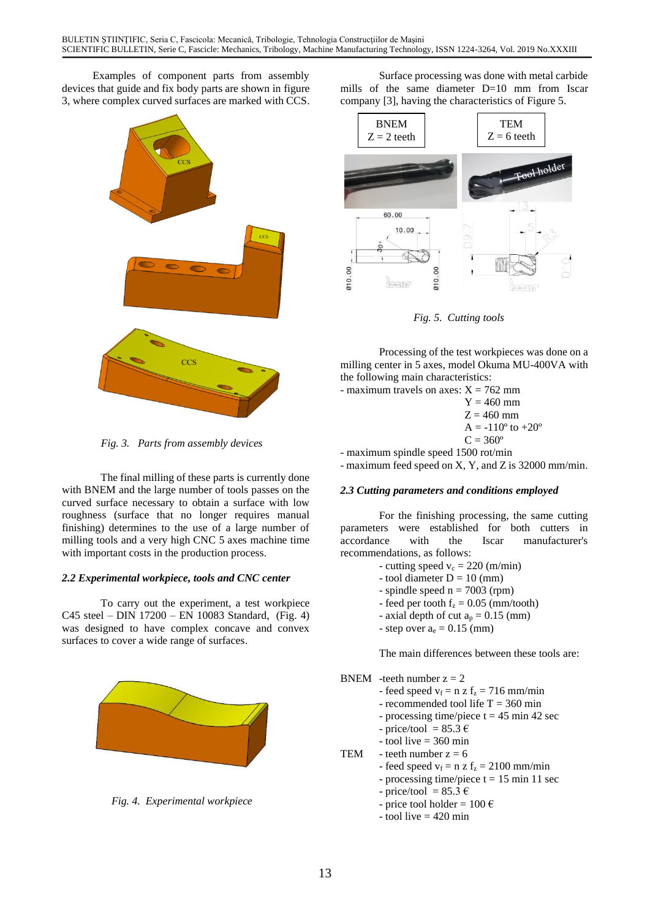Examples of component parts from assembly devices that guide and fix body parts are shown in figure 3, where complex curved surfaces are marked with CCS.

*Fig. 3. Parts from assembly devices*

The final milling of these parts is currently done with BNEM and the large number of tools passes on the curved surface necessary to obtain a surface with low roughness (surface that no longer requires manual finishing) determines to the use of a large number of milling tools and a very high CNC 5 axes machine time with important costs in the production process.

### 2.2 Experimental workpiece, tools and CNC center

To carry out the experiment, a test workpiece C45 steel – DIN 17200 – EN 10083 Standard, (Fig. 4) was designed to have complex concave and convex surfaces to cover a wide range of surfaces.

*Fig. 4. Experimental workpiece*

Surface processing was done with metal carbide mills of the same diameter D=10 mm from Iscar company [3], having the characteristics of Figure 5.

*Fig. 5. Cutting tools*

Processing of the test workpieces was done on a milling center in 5 axes, model Okuma MU-400VA with the following main characteristics:

- maximum travels on axes: X = 762 mm
  - Y = 460 mm
  - Z = 460 mm
  - A = -110º to +20º
  - C = 360º
- maximum spindle speed 1500 rot/min
- maximum feed speed on X, Y, and Z is 32000 mm/min.

### 2.3 Cutting parameters and conditions employed

For the finishing processing, the same cutting parameters were established for both cutters in accordance with the Iscar manufacturer's recommendations, as follows:

- cutting speed $v_c$ = 220 (m/min)
- tool diameter D = 10 (mm)
- spindle speed n = 7003 (rpm)
- feed per tooth $f_z$ = 0.05 (mm/tooth)
- axial depth of cut $a_p$ = 0.15 (mm)
- step over $a_e$ = 0.15 (mm)

The main differences between these tools are:

BNEM
- teeth number z = 2
- feed speed $v_f = n\, z\, f_z$ = 716 mm/min
- recommended tool life T = 360 min
- processing time/piece t = 45 min 42 sec
- price/tool = 85.3 €
- tool live = 360 min

TEM
- teeth number z = 6
- feed speed $v_f = n\, z\, f_z$ = 2100 mm/min
- processing time/piece t = 15 min 11 sec
- price/tool = 85.3 €
- price tool holder = 100 €
- tool live = 420 min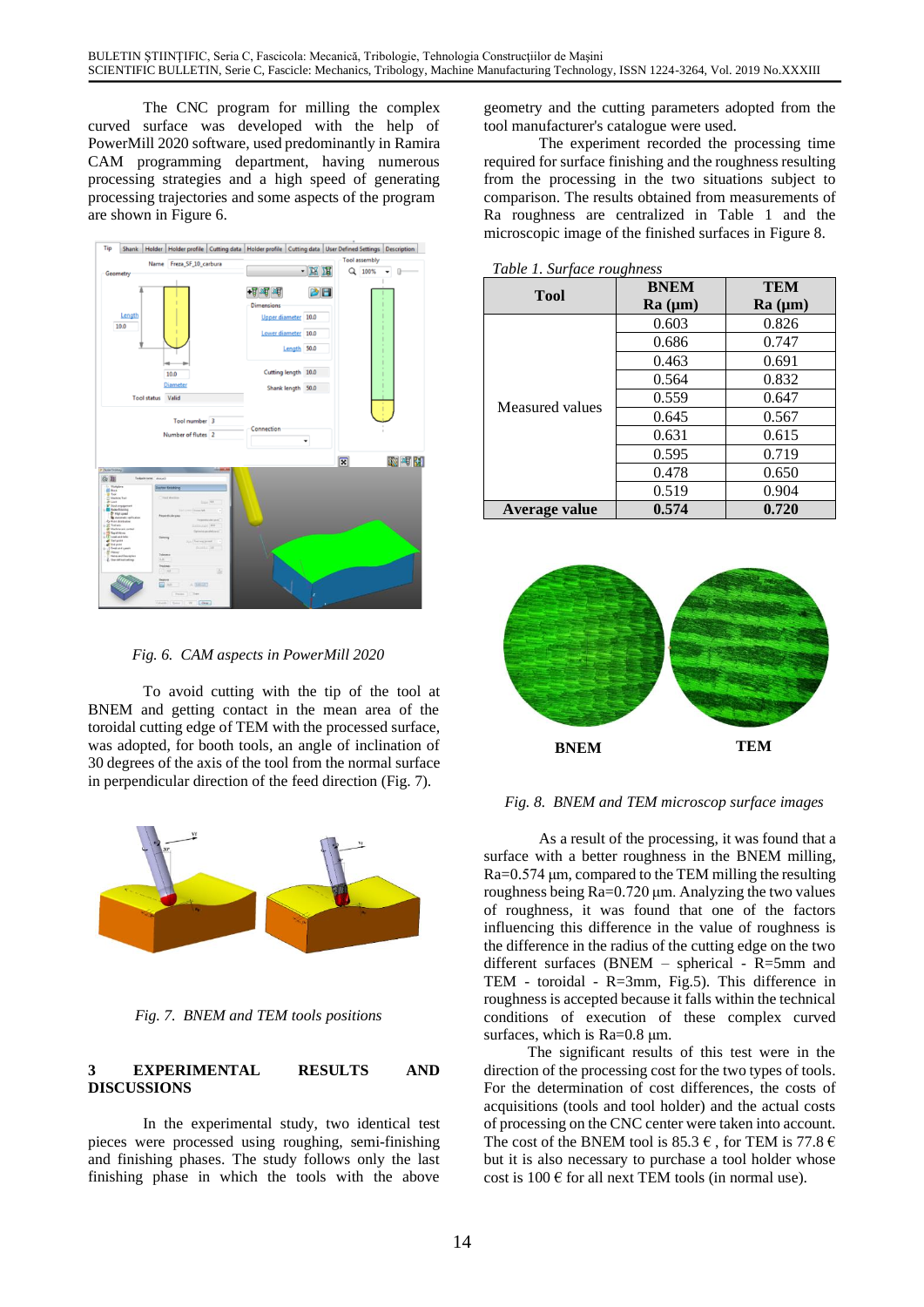The CNC program for milling the complex curved surface was developed with the PowerMill 2020 software, used predominantly in Ramira CAM programming department, having numerous processing strategies and a high speed of generating processing trajectories and some aspects of the program are shown in Figure 6.

*Fig. 6. CAM aspects in PowerMill 2020*

To avoid cutting with the tip of the tool at BNEM and getting contact in the mean area of the toroidal cutting edge of TEM with the processed surface, was adopted, for booth tools, an angle of inclination of 30 degrees of the axis of the tool from the normal surface in perpendicular direction of the feed direction (Fig. 7).

*Fig. 7. BNEM and TEM tools positions*

## 3 EXPERIMENTAL RESULTS AND DISCUSSIONS

In the experimental study, two identical test pieces were processed using roughing, semi-finishing and finishing phases. The study follows only the last finishing phase in which the tools with the above geometry and the cutting parameters adopted from the tool manufacturer's catalogue were used.

The experiment recorded the processing time required for surface finishing and the roughness resulting from the processing in the two situations subject to comparison. The results obtained from measurements of Ra roughness are centralized in Table 1 and the microscopic image of the finished surfaces in Figure 8.

*Table 1. Surface roughness*

| Tool | BNEM Ra (µm) | TEM Ra (µm) |
|---|---|---|
| Measured values | 0.603 | 0.826 |
| | 0.686 | 0.747 |
| | 0.463 | 0.691 |
| | 0.564 | 0.832 |
| | 0.559 | 0.647 |
| | 0.645 | 0.567 |
| | 0.631 | 0.615 |
| | 0.595 | 0.719 |
| | 0.478 | 0.650 |
| | 0.519 | 0.904 |
| **Average value** | **0.574** | **0.720** |

**BNEM** **TEM**

*Fig. 8. BNEM and TEM microscop surface images*

As a result of the processing, it was found that a surface with a better roughness in the BNEM milling, Ra=0.574 µm, compared to the TEM milling the resulting roughness being Ra=0.720 µm. Analyzing the two values of roughness, it was found that one of the factors influencing this difference in the value of roughness is the difference in the radius of the cutting edge on the two different surfaces (BNEM – spherical - R=5mm and TEM - toroidal - R=3mm, Fig.5). This difference in roughness is accepted because it falls within the technical conditions of execution of these complex curved surfaces, which is Ra=0.8 µm.

The significant results of this test were in the direction of the processing cost for the two types of tools. For the determination of cost differences, the costs of acquisitions (tools and tool holder) and the actual costs of processing on the CNC center were taken into account. The cost of the BNEM tool is 85.3 € , for TEM is 77.8 € but it is also necessary to purchase a tool holder whose cost is 100 € for all next TEM tools (in normal use).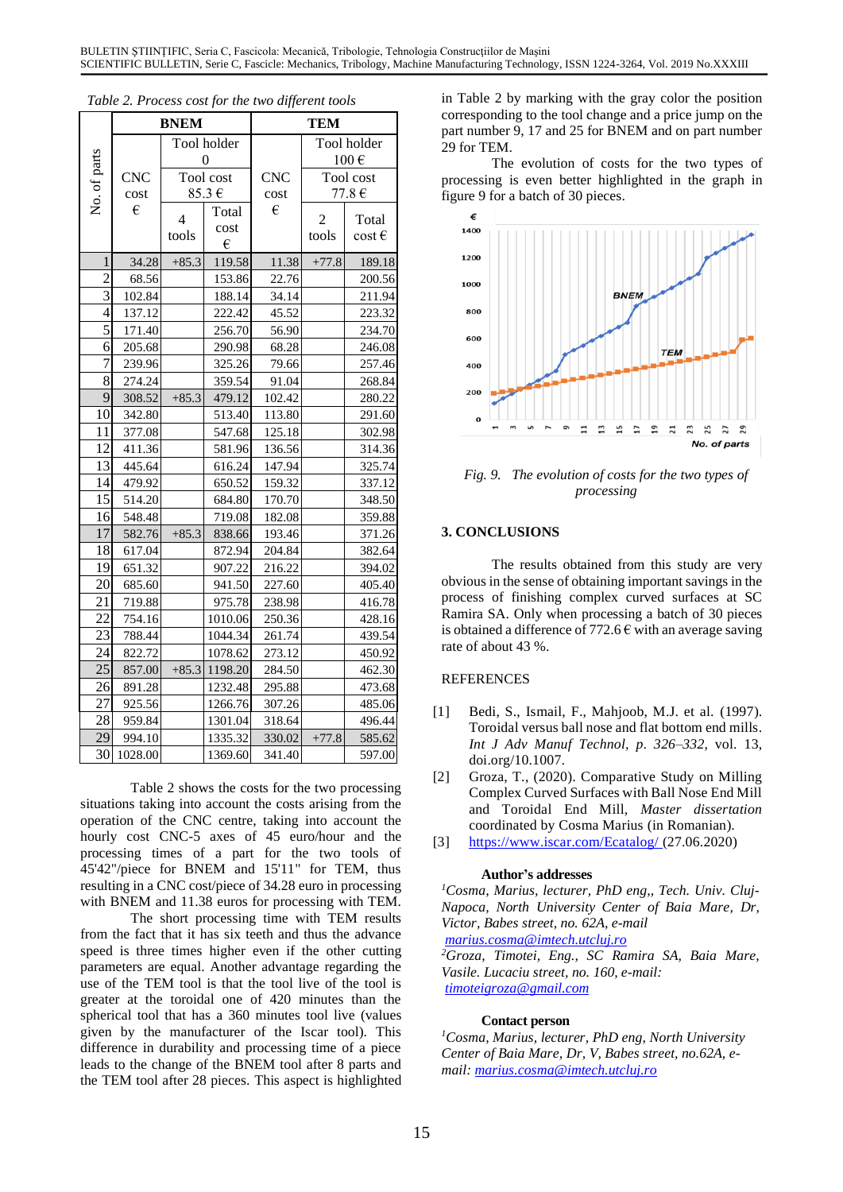Table 2. Process cost for the two different tools

| No. of parts | BNEM | | | TEM | | |
|---|---|---|---|---|---|---|
| | CNC cost € | Tool holder 0 | | CNC cost € | Tool holder 100 € | |
| | | Tool cost 85.3 € | | | Tool cost 77.8 € | |
| | | 4 tools | Total cost € | | 2 tools | Total cost € |
| 1 | 34.28 | +85.3 | 119.58 | 11.38 | +77.8 | 189.18 |
| 2 | 68.56 | | 153.86 | 22.76 | | 200.56 |
| 3 | 102.84 | | 188.14 | 34.14 | | 211.94 |
| 4 | 137.12 | | 222.42 | 45.52 | | 223.32 |
| 5 | 171.40 | | 256.70 | 56.90 | | 234.70 |
| 6 | 205.68 | | 290.98 | 68.28 | | 246.08 |
| 7 | 239.96 | | 325.26 | 79.66 | | 257.46 |
| 8 | 274.24 | | 359.54 | 91.04 | | 268.84 |
| 9 | 308.52 | +85.3 | 479.12 | 102.42 | | 280.22 |
| 10 | 342.80 | | 513.40 | 113.80 | | 291.60 |
| 11 | 377.08 | | 547.68 | 125.18 | | 302.98 |
| 12 | 411.36 | | 581.96 | 136.56 | | 314.36 |
| 13 | 445.64 | | 616.24 | 147.94 | | 325.74 |
| 14 | 479.92 | | 650.52 | 159.32 | | 337.12 |
| 15 | 514.20 | | 684.80 | 170.70 | | 348.50 |
| 16 | 548.48 | | 719.08 | 182.08 | | 359.88 |
| 17 | 582.76 | +85.3 | 838.66 | 193.46 | | 371.26 |
| 18 | 617.04 | | 872.94 | 204.84 | | 382.64 |
| 19 | 651.32 | | 907.22 | 216.22 | | 394.02 |
| 20 | 685.60 | | 941.50 | 227.60 | | 405.40 |
| 21 | 719.88 | | 975.78 | 238.98 | | 416.78 |
| 22 | 754.16 | | 1010.06 | 250.36 | | 428.16 |
| 23 | 788.44 | | 1044.34 | 261.74 | | 439.54 |
| 24 | 822.72 | | 1078.62 | 273.12 | | 450.92 |
| 25 | 857.00 | +85.3 | 1198.20 | 284.50 | | 462.30 |
| 26 | 891.28 | | 1232.48 | 295.88 | | 473.68 |
| 27 | 925.56 | | 1266.76 | 307.26 | | 485.06 |
| 28 | 959.84 | | 1301.04 | 318.64 | | 496.44 |
| 29 | 994.10 | | 1335.32 | 330.02 | +77.8 | 585.62 |
| 30 | 1028.00 | | 1369.60 | 341.40 | | 597.00 |

Table 2 shows the costs for the two processing situations taking into account the costs arising from the operation of the CNC centre, taking into account the hourly cost CNC-5 axes of 45 euro/hour and the processing times of a part for two tools of 45'42"/piece for BNEM and 15'11" for TEM, thus resulting in a CNC cost/piece of 34.28 euro in processing with BNEM and 11.38 euros for processing with TEM.

The short processing time with TEM results from the fact that it has six teeth and thus the advance speed is three times higher even if the other cutting parameters are equal. Another advantage regarding the use of the TEM tool is that the tool live of the tool is greater at the toroidal one of 420 minutes than the spherical tool that has a 360 minutes tool live (values given by the manufacturer of the Iscar tool). This difference in durability and processing time of a piece leads to the change of the BNEM tool after 8 parts and the TEM tool after 28 pieces. This aspect is highlighted in Table 2 by marking with the gray color the position corresponding to the tool change and a price jump on the part number 9, 17 and 25 for BNEM and on part number 29 for TEM.

The evolution of costs for the two types of processing is even better highlighted in the graph in figure 9 for a batch of 30 pieces.

€
1400
1200
1000
800
600
400
200
0
BNEM
TEM
1 3 5 7 9 11 13 15 17 19 21 23 25 27 29
No. of parts

*Fig. 9. The evolution of costs for the two types of processing*

## 3. CONCLUSIONS

The results obtained from this study are very obvious in the sense of obtaining important savings in the process of finishing complex curved surfaces at SC Ramira SA. Only when processing a batch of 30 pieces is obtained a difference of 772.6 € with an average saving rate of about 43 %.

REFERENCES

[1] Bedi, S., Ismail, F., Mahjoob, M.J. et al. (1997). Toroidal versus ball nose and flat bottom end mills. *Int J Adv Manuf Technol, p. 326–332*, vol. 13, doi.org/10.1007.

[2] Groza, T., (2020). Comparative Study on Milling Complex Curved Surfaces with Ball Nose End Mill and Toroidal End Mill, *Master dissertation* coordinated by Cosma Marius (in Romanian).

[3] https://www.iscar.com/Ecatalog/ (27.06.2020)

**Author's addresses**

[1]*Cosma, Marius, lecturer, PhD eng,, Tech. Univ. Cluj-Napoca, North University Center of Baia Mare, Dr, Victor, Babes street, no. 62A, e-mail* *marius.cosma@imtech.utcluj.ro*

[2]*Groza, Timotei, Eng., SC Ramira SA, Baia Mare, Vasile. Lucaciu street, no. 160, e-mail:* *timoteigroza@gmail.com*

**Contact person**

[1]*Cosma, Marius, lecturer, PhD eng, North University Center of Baia Mare, Dr, V, Babes street, no.62A, e-mail: marius.cosma@imtech.utcluj.ro*